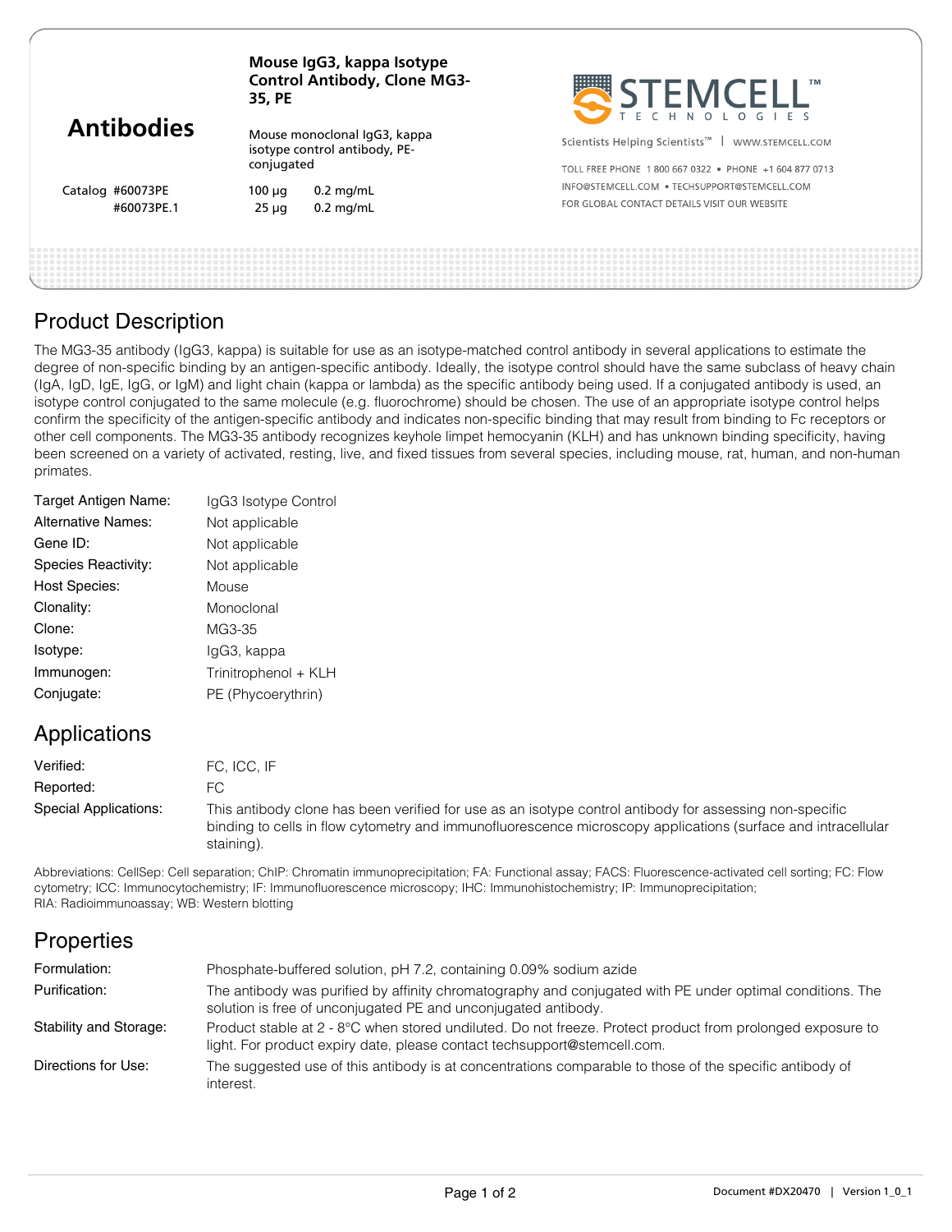# Antibodies

**Mouse IgG3, kappa Isotype Control Antibody, Clone MG3-35, PE**

Mouse monoclonal IgG3, kappa isotype control antibody, PE-conjugated

| Catalog | | |
|---|---|---|
| #60073PE | 100 µg | 0.2 mg/mL |
| #60073PE.1 | 25 µg | 0.2 mg/mL |

STEMCELL™ TECHNOLOGIES

Scientists Helping Scientists™ | WWW.STEMCELL.COM

TOLL FREE PHONE 1 800 667 0322 • PHONE +1 604 877 0713

INFO@STEMCELL.COM • TECHSUPPORT@STEMCELL.COM

FOR GLOBAL CONTACT DETAILS VISIT OUR WEBSITE

## Product Description

The MG3-35 antibody (IgG3, kappa) is suitable for use as an isotype-matched control antibody in several applications to estimate the degree of non-specific binding by an antigen-specific antibody. Ideally, the isotype control should have the same subclass of heavy chain (IgA, IgD, IgE, IgG, or IgM) and light chain (kappa or lambda) as the specific antibody being used. If a conjugated antibody is used, an isotype control conjugated to the same molecule (e.g. fluorochrome) should be chosen. The use of an appropriate isotype control helps confirm the specificity of the antigen-specific antibody and indicates non-specific binding that may result from binding to Fc receptors or other cell components. The MG3-35 antibody recognizes keyhole limpet hemocyanin (KLH) and has unknown binding specificity, having been screened on a variety of activated, resting, live, and fixed tissues from several species, including mouse, rat, human, and non-human primates.

| | |
|---|---|
| Target Antigen Name: | IgG3 Isotype Control |
| Alternative Names: | Not applicable |
| Gene ID: | Not applicable |
| Species Reactivity: | Not applicable |
| Host Species: | Mouse |
| Clonality: | Monoclonal |
| Clone: | MG3-35 |
| Isotype: | IgG3, kappa |
| Immunogen: | Trinitrophenol + KLH |
| Conjugate: | PE (Phycoerythrin) |

## Applications

| | |
|---|---|
| Verified: | FC, ICC, IF |
| Reported: | FC |
| Special Applications: | This antibody clone has been verified for use as an isotype control antibody for assessing non-specific binding to cells in flow cytometry and immunofluorescence microscopy applications (surface and intracellular staining). |

Abbreviations: CellSep: Cell separation; ChIP: Chromatin immunoprecipitation; FA: Functional assay; FACS: Fluorescence-activated cell sorting; FC: Flow cytometry; ICC: Immunocytochemistry; IF: Immunofluorescence microscopy; IHC: Immunohistochemistry; IP: Immunoprecipitation; RIA: Radioimmunoassay; WB: Western blotting

## Properties

| | |
|---|---|
| Formulation: | Phosphate-buffered solution, pH 7.2, containing 0.09% sodium azide |
| Purification: | The antibody was purified by affinity chromatography and conjugated with PE under optimal conditions. The solution is free of unconjugated PE and unconjugated antibody. |
| Stability and Storage: | Product stable at 2 - 8°C when stored undiluted. Do not freeze. Protect product from prolonged exposure to light. For product expiry date, please contact techsupport@stemcell.com. |
| Directions for Use: | The suggested use of this antibody is at concentrations comparable to those of the specific antibody of interest. |

Document #DX20470 | Version 1_0_1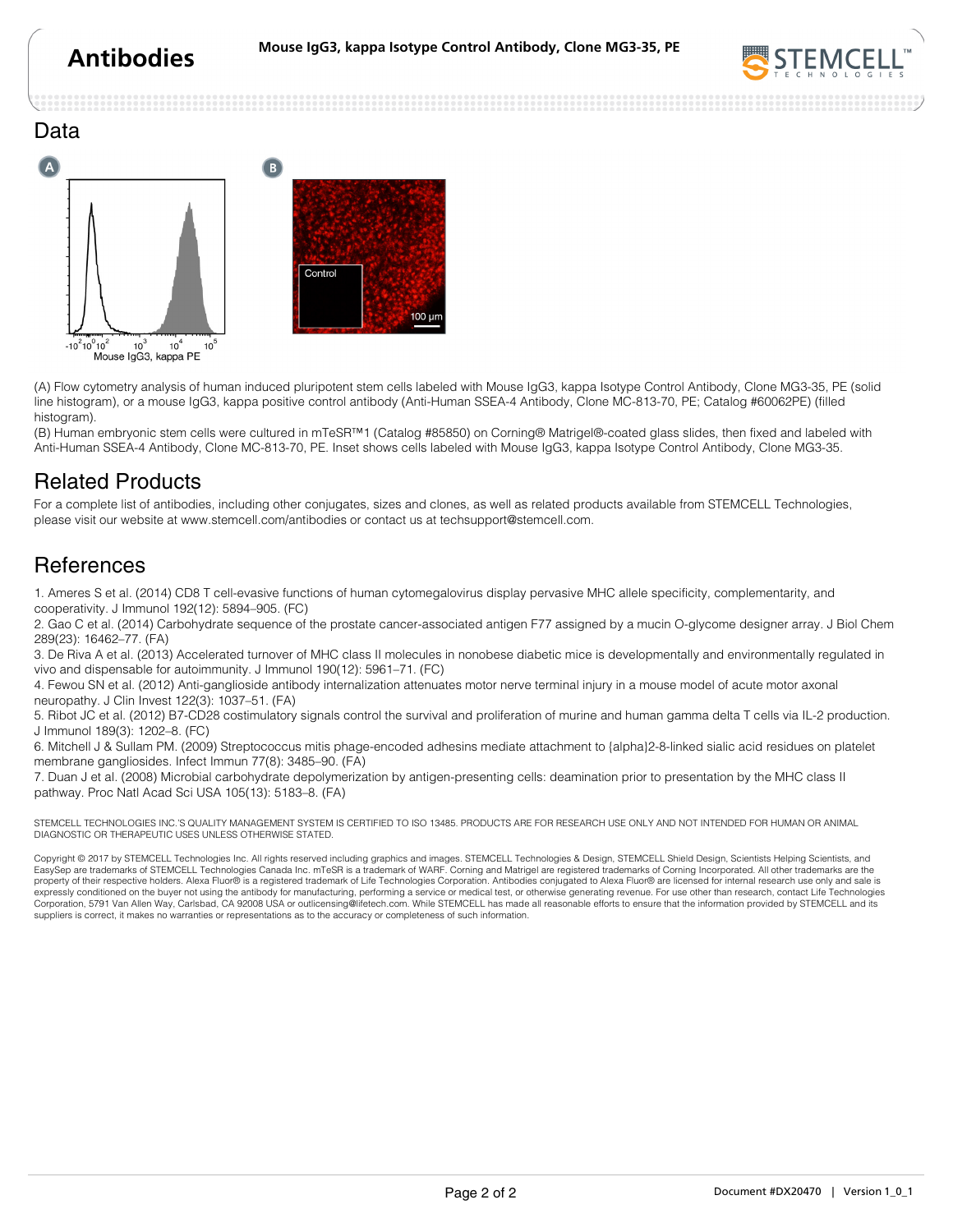## Data

A

$-10^2\ 10^0\ 10^2 \quad 10^3 \quad 10^4 \quad 10^5$

Mouse IgG3, kappa PE

B

Control

100 µm

(A) Flow cytometry analysis of human induced pluripotent stem cells labeled with Mouse IgG3, kappa Isotype Control Antibody, Clone MG3-35, PE (solid line histogram), or a mouse IgG3, kappa positive control antibody (Anti-Human SSEA-4 Antibody, Clone MC-813-70, PE; Catalog #60062PE) (filled histogram).

(B) Human embryonic stem cells were cultured in mTeSR™1 (Catalog #85850) on Corning® Matrigel®-coated glass slides, then fixed and labeled with Anti-Human SSEA-4 Antibody, Clone MC-813-70, PE. Inset shows cells labeled with Mouse IgG3, kappa Isotype Control Antibody, Clone MG3-35.

## Related Products

For a complete list of antibodies, including other conjugates, sizes and clones, as well as related products available from STEMCELL Technologies, please visit our website at www.stemcell.com/antibodies or contact us at techsupport@stemcell.com.

## References

1. Ameres S et al. (2014) CD8 T cell-evasive functions of human cytomegalovirus display pervasive MHC allele specificity, complementarity, and cooperativity. J Immunol 192(12): 5894–905. (FC)
2. Gao C et al. (2014) Carbohydrate sequence of the prostate cancer-associated antigen F77 assigned by a mucin O-glycome designer array. J Biol Chem 289(23): 16462–77. (FA)
3. De Riva A et al. (2013) Accelerated turnover of MHC class II molecules in nonobese diabetic mice is developmentally and environmentally regulated in vivo and dispensable for autoimmunity. J Immunol 190(12): 5961–71. (FC)
4. Fewou SN et al. (2012) Anti-ganglioside antibody internalization attenuates motor nerve terminal injury in a mouse model of acute motor axonal neuropathy. J Clin Invest 122(3): 1037–51. (FA)
5. Ribot JC et al. (2012) B7-CD28 costimulatory signals control the survival and proliferation of murine and human gamma delta T cells via IL-2 production. J Immunol 189(3): 1202–8. (FC)
6. Mitchell J & Sullam PM. (2009) Streptococcus mitis phage-encoded adhesins mediate attachment to {alpha}2-8-linked sialic acid residues on platelet membrane gangliosides. Infect Immun 77(8): 3485–90. (FA)
7. Duan J et al. (2008) Microbial carbohydrate depolymerization by antigen-presenting cells: deamination prior to presentation by the MHC class II pathway. Proc Natl Acad Sci USA 105(13): 5183–8. (FA)

STEMCELL TECHNOLOGIES INC.'S QUALITY MANAGEMENT SYSTEM IS CERTIFIED TO ISO 13485. PRODUCTS ARE FOR RESEARCH USE ONLY AND NOT INTENDED FOR HUMAN OR ANIMAL DIAGNOSTIC OR THERAPEUTIC USES UNLESS OTHERWISE STATED.

Copyright © 2017 by STEMCELL Technologies Inc. All rights reserved including graphics and images. STEMCELL Technologies & Design, STEMCELL Shield Design, Scientists Helping Scientists, and EasySep are trademarks of STEMCELL Technologies Canada Inc. mTeSR is a trademark of WARF. Corning and Matrigel are registered trademarks of Corning Incorporated. All other trademarks are the property of their respective holders. Alexa Fluor® is a registered trademark of Life Technologies Corporation. Antibodies conjugated to Alexa Fluor® are licensed for internal research use only and sale is expressly conditioned on the buyer not using the antibody for manufacturing, performing a service or medical test, or otherwise generating revenue. For use other than research, contact Life Technologies Corporation, 5791 Van Allen Way, Carlsbad, CA 92008 USA or outlicensing@lifetech.com. While STEMCELL has made all reasonable efforts to ensure that the information provided by STEMCELL and its suppliers is correct, it makes no warranties or representations as to the accuracy or completeness of such information.